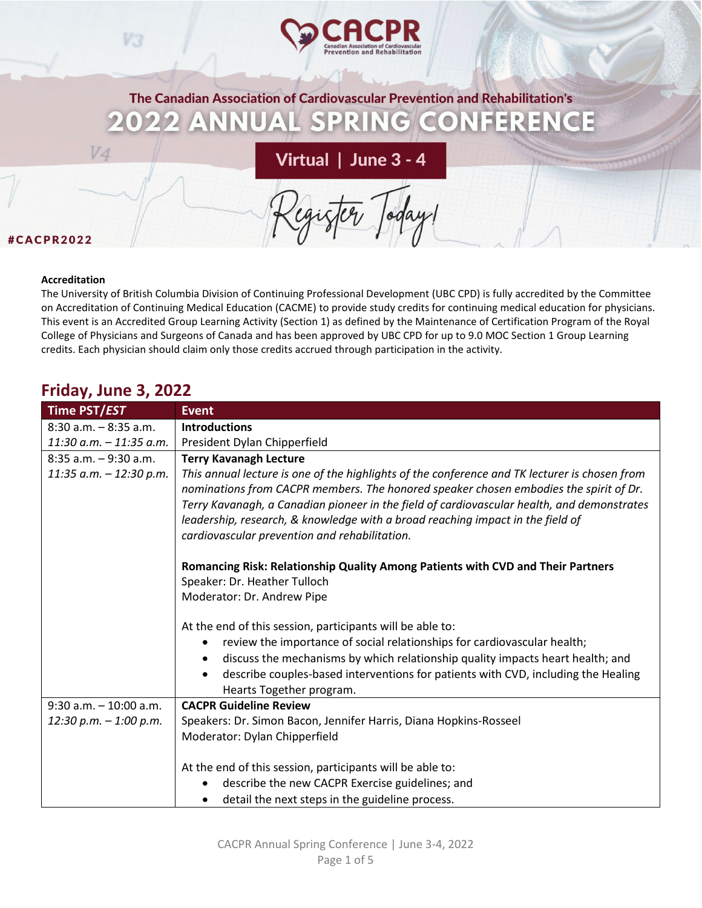The Canadian Association of Cardiovascular Prevention and Rehabilitation's

# 2022 ANNUAL SPRING CONFERENCE

**Virtual | June 3 - 4**

Register Today!

#CACPR2022

**Accreditation**

The University of British Columbia Division of Continuing Professional Development (UBC CPD) is fully accredited by the Committee on Accreditation of Continuing Medical Education (CACME) to provide study credits for continuing medical education for physicians. This event is an Accredited Group Learning Activity (Section 1) as defined by the Maintenance of Certification Program of the Royal College of Physicians and Surgeons of Canada and has been approved by UBC CPD for up to 9.0 MOC Section 1 Group Learning credits. Each physician should claim only those credits accrued through participation in the activity.

## Friday, June 3, 2022

| Time PST/*EST* | Event |
|---|---|
| 8:30 a.m. – 8:35 a.m.<br>*11:30 a.m. – 11:35 a.m.* | **Introductions**<br>President Dylan Chipperfield |
| 8:35 a.m. – 9:30 a.m.<br>*11:35 a.m. – 12:30 p.m.* | **Terry Kavanagh Lecture**<br>*This annual lecture is one of the highlights of the conference and TK lecturer is chosen from nominations from CACPR members. The honored speaker chosen embodies the spirit of Dr. Terry Kavanagh, a Canadian pioneer in the field of cardiovascular health, and demonstrates leadership, research, & knowledge with a broad reaching impact in the field of cardiovascular prevention and rehabilitation.*<br><br>**Romancing Risk: Relationship Quality Among Patients with CVD and Their Partners**<br>Speaker: Dr. Heather Tulloch<br>Moderator: Dr. Andrew Pipe<br><br>At the end of this session, participants will be able to:<br>• review the importance of social relationships for cardiovascular health;<br>• discuss the mechanisms by which relationship quality impacts heart health; and<br>• describe couples-based interventions for patients with CVD, including the Healing Hearts Together program. |
| 9:30 a.m. – 10:00 a.m.<br>*12:30 p.m. – 1:00 p.m.* | **CACPR Guideline Review**<br>Speakers: Dr. Simon Bacon, Jennifer Harris, Diana Hopkins-Rosseel<br>Moderator: Dylan Chipperfield<br><br>At the end of this session, participants will be able to:<br>• describe the new CACPR Exercise guidelines; and<br>• detail the next steps in the guideline process. |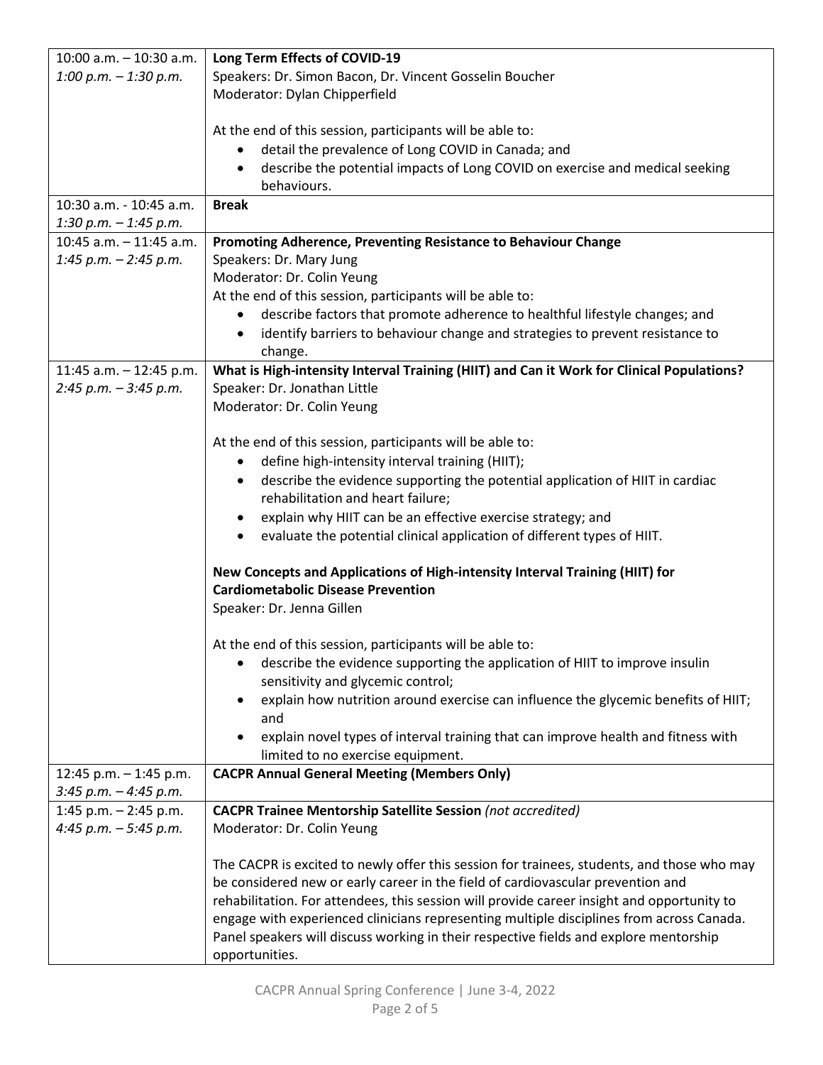| | |
|---|---|
| 10:00 a.m. – 10:30 a.m.<br>*1:00 p.m. – 1:30 p.m.* | **Long Term Effects of COVID-19**<br>Speakers: Dr. Simon Bacon, Dr. Vincent Gosselin Boucher<br>Moderator: Dylan Chipperfield<br><br>At the end of this session, participants will be able to:<br>• detail the prevalence of Long COVID in Canada; and<br>• describe the potential impacts of Long COVID on exercise and medical seeking behaviours. |
| 10:30 a.m. - 10:45 a.m.<br>*1:30 p.m. – 1:45 p.m.* | **Break** |
| 10:45 a.m. – 11:45 a.m.<br>*1:45 p.m. – 2:45 p.m.* | **Promoting Adherence, Preventing Resistance to Behaviour Change**<br>Speakers: Dr. Mary Jung<br>Moderator: Dr. Colin Yeung<br>At the end of this session, participants will be able to:<br>• describe factors that promote adherence to healthful lifestyle changes; and<br>• identify barriers to behaviour change and strategies to prevent resistance to change. |
| 11:45 a.m. – 12:45 p.m.<br>*2:45 p.m. – 3:45 p.m.* | **What is High-intensity Interval Training (HIIT) and Can it Work for Clinical Populations?**<br>Speaker: Dr. Jonathan Little<br>Moderator: Dr. Colin Yeung<br><br>At the end of this session, participants will be able to:<br>• define high-intensity interval training (HIIT);<br>• describe the evidence supporting the potential application of HIIT in cardiac rehabilitation and heart failure;<br>• explain why HIIT can be an effective exercise strategy; and<br>• evaluate the potential clinical application of different types of HIIT.<br><br>**New Concepts and Applications of High-intensity Interval Training (HIIT) for Cardiometabolic Disease Prevention**<br>Speaker: Dr. Jenna Gillen<br><br>At the end of this session, participants will be able to:<br>• describe the evidence supporting the application of HIIT to improve insulin sensitivity and glycemic control;<br>• explain how nutrition around exercise can influence the glycemic benefits of HIIT; and<br>• explain novel types of interval training that can improve health and fitness with limited to no exercise equipment. |
| 12:45 p.m. – 1:45 p.m.<br>*3:45 p.m. – 4:45 p.m.* | **CACPR Annual General Meeting (Members Only)** |
| 1:45 p.m. – 2:45 p.m.<br>*4:45 p.m. – 5:45 p.m.* | **CACPR Trainee Mentorship Satellite Session** *(not accredited)*<br>Moderator: Dr. Colin Yeung<br><br>The CACPR is excited to newly offer this session for trainees, students, and those who may be considered new or early career in the field of cardiovascular prevention and rehabilitation. For attendees, this session will provide career insight and opportunity to engage with experienced clinicians representing multiple disciplines from across Canada. Panel speakers will discuss working in their respective fields and explore mentorship opportunities. |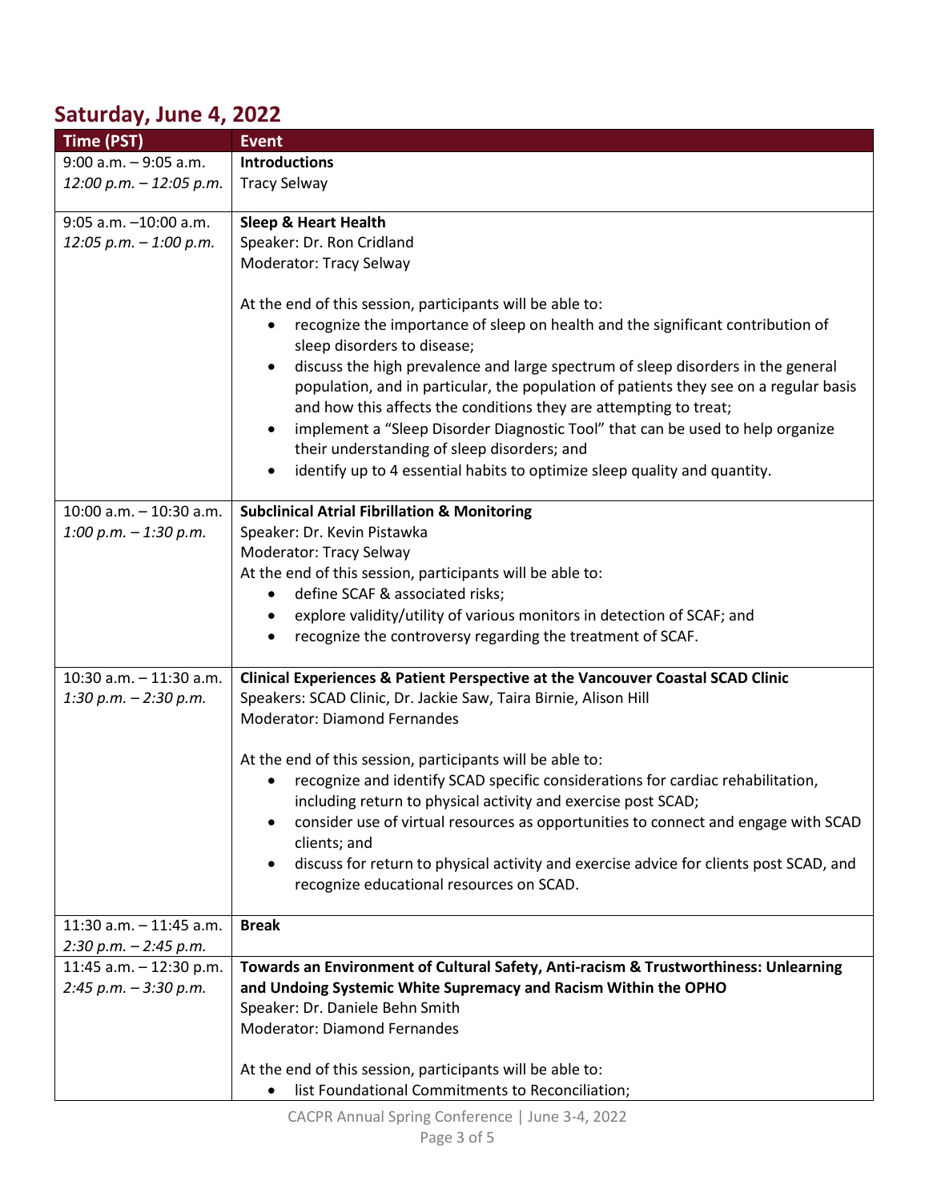## Saturday, June 4, 2022

| Time (PST) | Event |
|---|---|
| 9:00 a.m. – 9:05 a.m.<br>*12:00 p.m. – 12:05 p.m.* | **Introductions**<br>Tracy Selway |
| 9:05 a.m. –10:00 a.m.<br>*12:05 p.m. – 1:00 p.m.* | **Sleep & Heart Health**<br>Speaker: Dr. Ron Cridland<br>Moderator: Tracy Selway<br><br>At the end of this session, participants will be able to:<br>• recognize the importance of sleep on health and the significant contribution of sleep disorders to disease;<br>• discuss the high prevalence and large spectrum of sleep disorders in the general population, and in particular, the population of patients they see on a regular basis and how this affects the conditions they are attempting to treat;<br>• implement a "Sleep Disorder Diagnostic Tool" that can be used to help organize their understanding of sleep disorders; and<br>• identify up to 4 essential habits to optimize sleep quality and quantity. |
| 10:00 a.m. – 10:30 a.m.<br>*1:00 p.m. – 1:30 p.m.* | **Subclinical Atrial Fibrillation & Monitoring**<br>Speaker: Dr. Kevin Pistawka<br>Moderator: Tracy Selway<br>At the end of this session, participants will be able to:<br>• define SCAF & associated risks;<br>• explore validity/utility of various monitors in detection of SCAF; and<br>• recognize the controversy regarding the treatment of SCAF. |
| 10:30 a.m. – 11:30 a.m.<br>*1:30 p.m. – 2:30 p.m.* | **Clinical Experiences & Patient Perspective at the Vancouver Coastal SCAD Clinic**<br>Speakers: SCAD Clinic, Dr. Jackie Saw, Taira Birnie, Alison Hill<br>Moderator: Diamond Fernandes<br><br>At the end of this session, participants will be able to:<br>• recognize and identify SCAD specific considerations for cardiac rehabilitation, including return to physical activity and exercise post SCAD;<br>• consider use of virtual resources as opportunities to connect and engage with SCAD clients; and<br>• discuss for return to physical activity and exercise advice for clients post SCAD, and recognize educational resources on SCAD. |
| 11:30 a.m. – 11:45 a.m.<br>*2:30 p.m. – 2:45 p.m.* | **Break** |
| 11:45 a.m. – 12:30 p.m.<br>*2:45 p.m. – 3:30 p.m.* | **Towards an Environment of Cultural Safety, Anti-racism & Trustworthiness: Unlearning and Undoing Systemic White Supremacy and Racism Within the OPHO**<br>Speaker: Dr. Daniele Behn Smith<br>Moderator: Diamond Fernandes<br><br>At the end of this session, participants will be able to:<br>• list Foundational Commitments to Reconciliation; |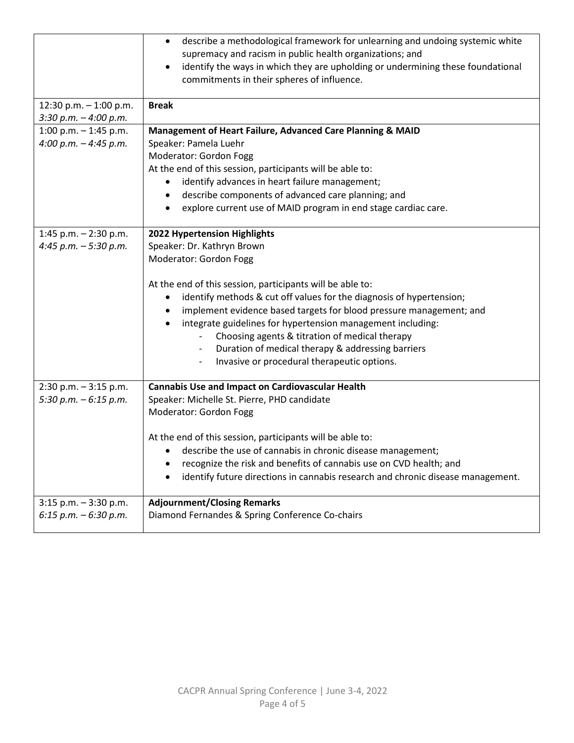| | |
|---|---|
| | • describe a methodological framework for unlearning and undoing systemic white supremacy and racism in public health organizations; and<br>• identify the ways in which they are upholding or undermining these foundational commitments in their spheres of influence. |
| 12:30 p.m. – 1:00 p.m.<br>*3:30 p.m. – 4:00 p.m.* | **Break** |
| 1:00 p.m. – 1:45 p.m.<br>*4:00 p.m. – 4:45 p.m.* | **Management of Heart Failure, Advanced Care Planning & MAID**<br>Speaker: Pamela Luehr<br>Moderator: Gordon Fogg<br>At the end of this session, participants will be able to:<br>• identify advances in heart failure management;<br>• describe components of advanced care planning; and<br>• explore current use of MAID program in end stage cardiac care. |
| 1:45 p.m. – 2:30 p.m.<br>*4:45 p.m. – 5:30 p.m.* | **2022 Hypertension Highlights**<br>Speaker: Dr. Kathryn Brown<br>Moderator: Gordon Fogg<br><br>At the end of this session, participants will be able to:<br>• identify methods & cut off values for the diagnosis of hypertension;<br>• implement evidence based targets for blood pressure management; and<br>• integrate guidelines for hypertension management including:<br>- Choosing agents & titration of medical therapy<br>- Duration of medical therapy & addressing barriers<br>- Invasive or procedural therapeutic options. |
| 2:30 p.m. – 3:15 p.m.<br>*5:30 p.m. – 6:15 p.m.* | **Cannabis Use and Impact on Cardiovascular Health**<br>Speaker: Michelle St. Pierre, PHD candidate<br>Moderator: Gordon Fogg<br><br>At the end of this session, participants will be able to:<br>• describe the use of cannabis in chronic disease management;<br>• recognize the risk and benefits of cannabis use on CVD health; and<br>• identify future directions in cannabis research and chronic disease management. |
| 3:15 p.m. – 3:30 p.m.<br>*6:15 p.m. – 6:30 p.m.* | **Adjournment/Closing Remarks**<br>Diamond Fernandes & Spring Conference Co-chairs |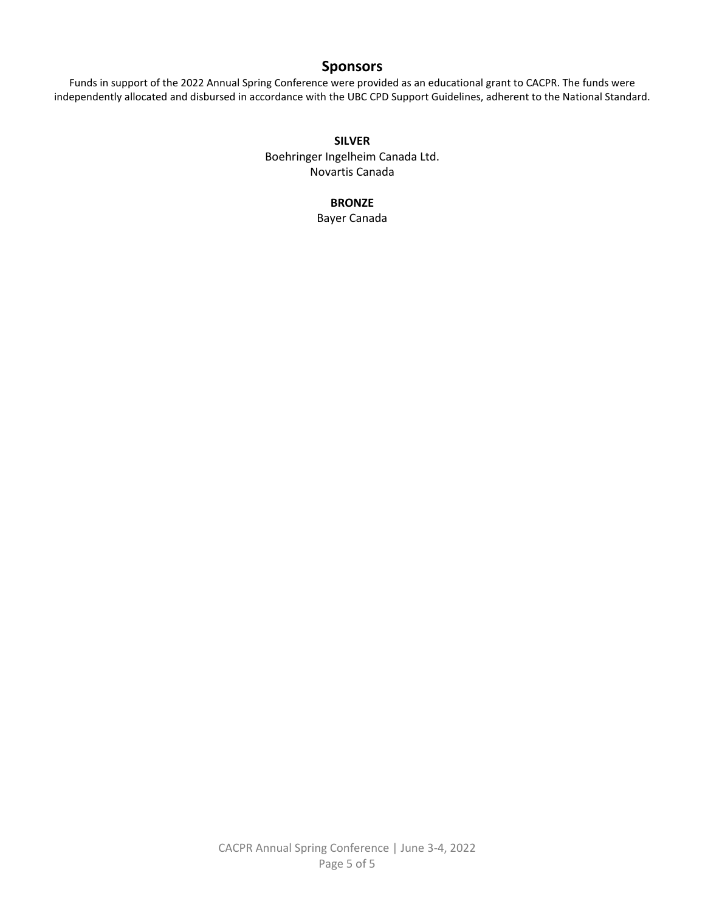# Sponsors

Funds in support of the 2022 Annual Spring Conference were provided as an educational grant to CACPR. The funds were independently allocated and disbursed in accordance with the UBC CPD Support Guidelines, adherent to the National Standard.

**SILVER**

Boehringer Ingelheim Canada Ltd.

Novartis Canada

**BRONZE**

Bayer Canada